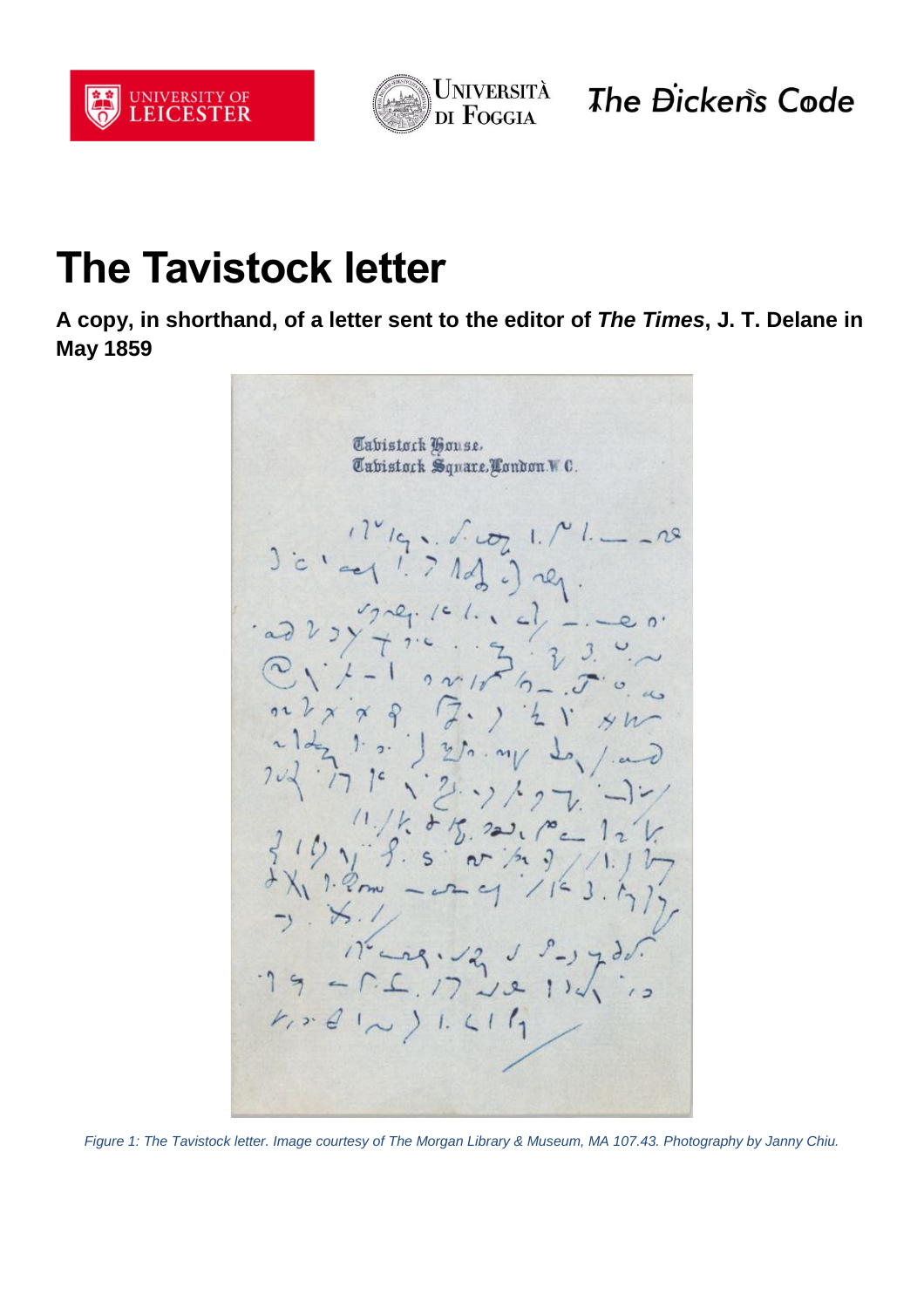# The Tavistock letter

**A copy, in shorthand, of a letter sent to the editor of *The Times*, J. T. Delane in May 1859**

Tavistock House,
Tavistock Square, London W.C.

*Figure 1: The Tavistock letter. Image courtesy of The Morgan Library & Museum, MA 107.43. Photography by Janny Chiu.*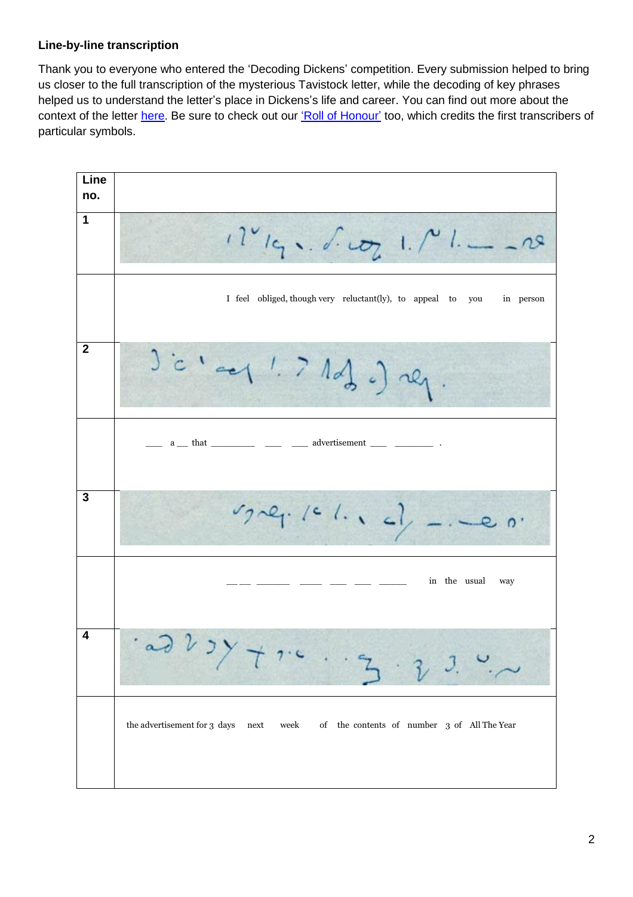**Line-by-line transcription**

Thank you to everyone who entered the 'Decoding Dickens' competition. Every submission helped to bring us closer to the full transcription of the mysterious Tavistock letter, while the decoding of key phrases helped us to understand the letter's place in Dickens's life and career. You can find out more about the context of the letter here. Be sure to check out our 'Roll of Honour' too, which credits the first transcribers of particular symbols.

| Line no. | |
|---|---|
| 1 | |
| | I feel obliged, though very reluctant(ly), to appeal to you in person |
| 2 | |
| | ___ a __ that ________ ___ ___ advertisement ___ _______ . |
| 3 | |
| | __ __ ______ _____ ___ ___ _____ in the usual way |
| 4 | |
| | the advertisement for 3 days next week of the contents of number 3 of All The Year |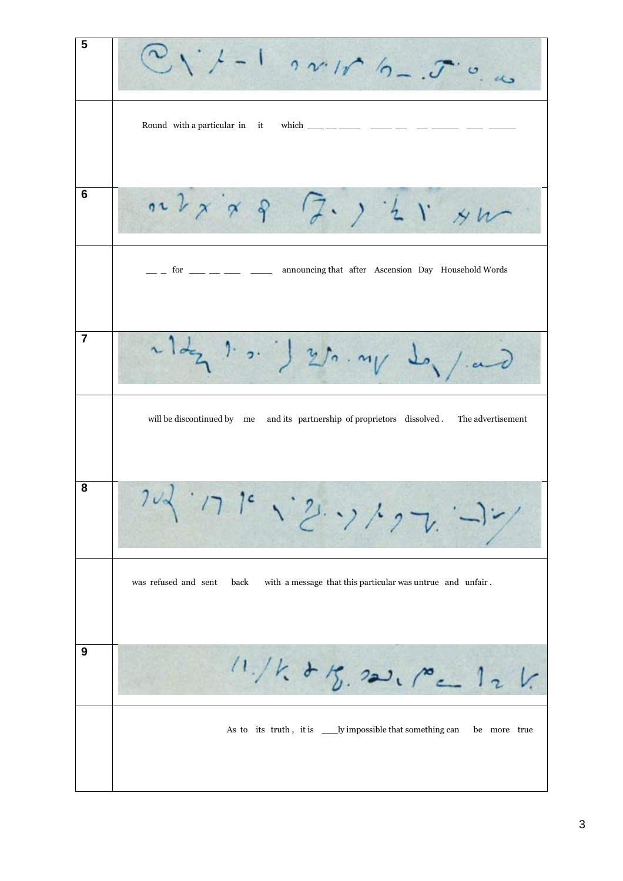| | |
|---|---|
| **5** | |
| | Round with a particular in it which ___ __ ____ ____ __ __ _____ ___ _____ |
| **6** | |
| | __ _ for ___ __ ___ ____ announcing that after Ascension Day Household Words |
| **7** | |
| | will be discontinued by me and its partnership of proprietors dissolved . The advertisement |
| **8** | |
| | was refused and sent back with a message that this particular was untrue and unfair . |
| **9** | |
| | As to its truth , it is ___ly impossible that something can be more true |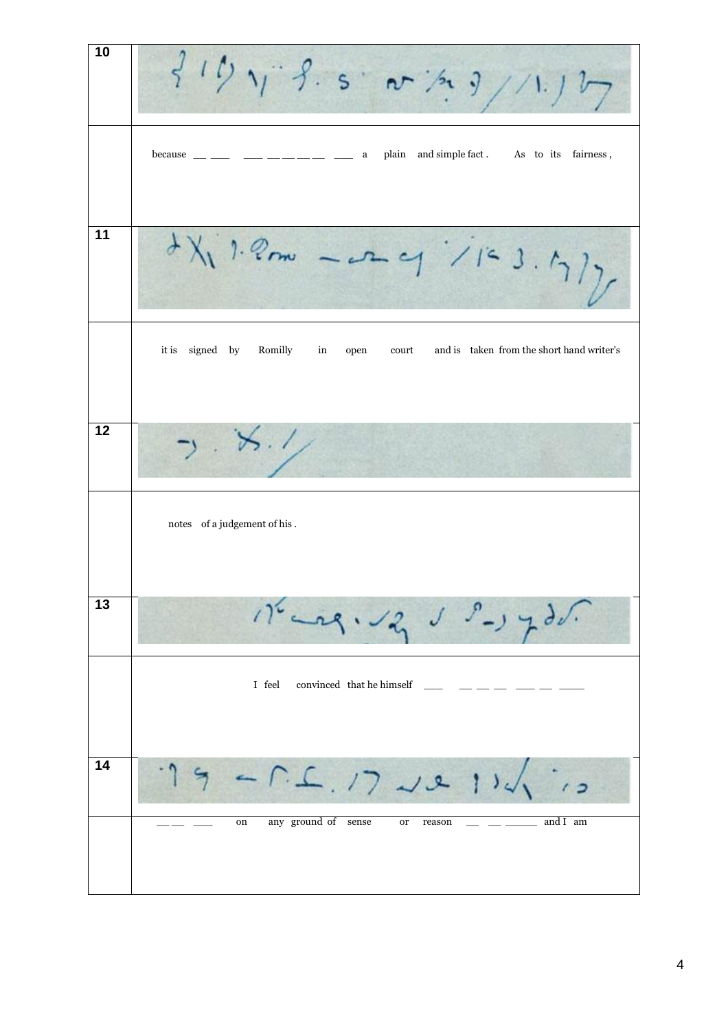| | |
|---|---|
| 10 | |
| | because __ ___ ___ __ __ __ __ ___ a plain and simple fact . As to its fairness , |
| 11 | |
| | it is signed by Romilly in open court and is taken from the short hand writer's |
| 12 | |
| | notes of a judgement of his . |
| 13 | |
| | I feel convinced that he himself ___ __ __ __ ___ __ ____ |
| 14 | |
| | __ __ ___ on any ground of sense or reason __ __ _____ and I am |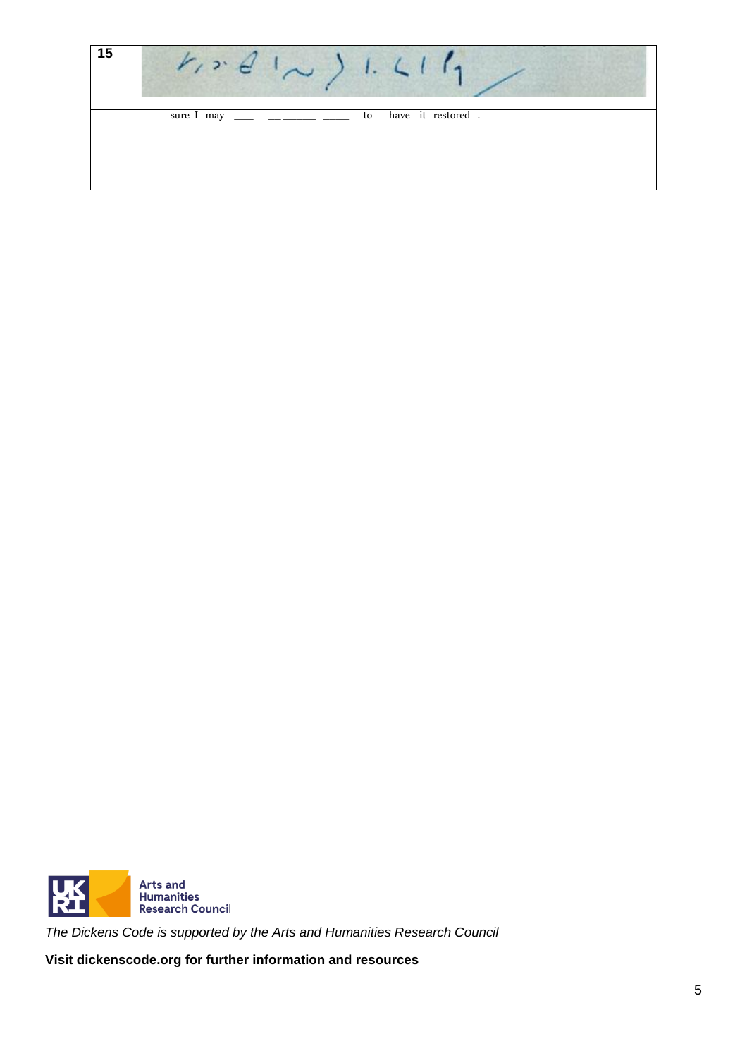| | |
|---|---|
| 15 | |
| | sure I may ___ __ ______ ____ to have it restored . |

The Dickens Code is supported by the Arts and Humanities Research Council

**Visit dickenscode.org for further information and resources**